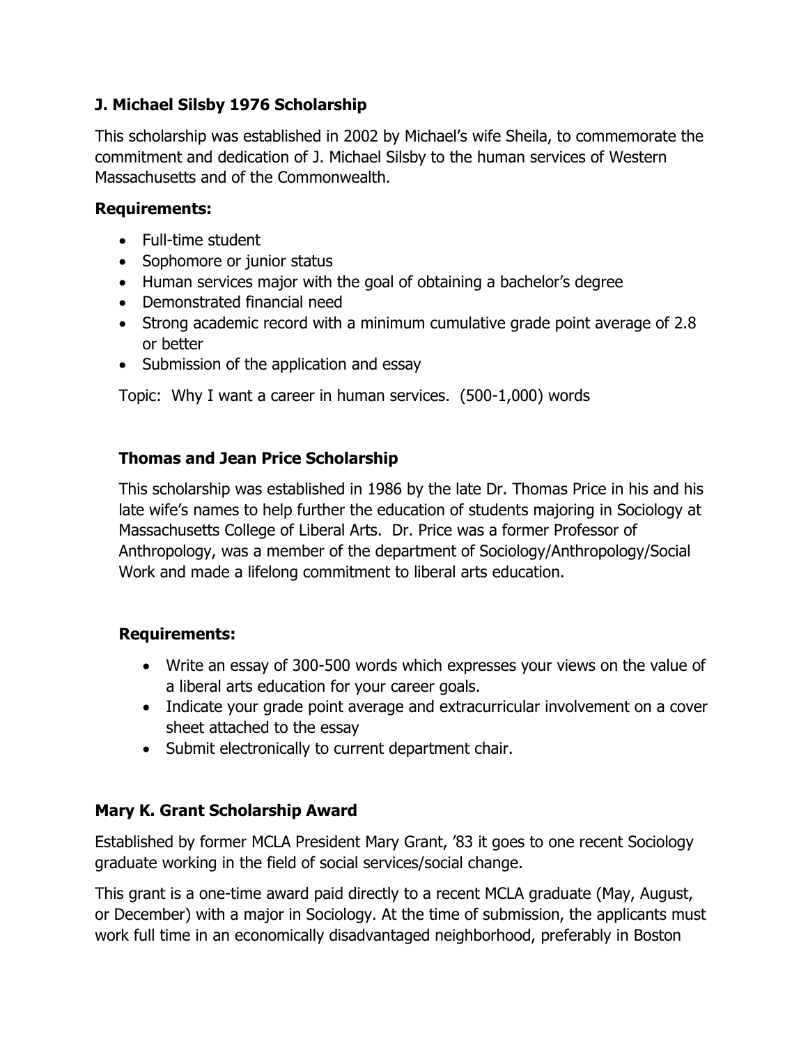### J. Michael Silsby 1976 Scholarship

This scholarship was established in 2002 by Michael's wife Sheila, to commemorate the commitment and dedication of J. Michael Silsby to the human services of Western Massachusetts and of the Commonwealth.

**Requirements:**

- Full-time student
- Sophomore or junior status
- Human services major with the goal of obtaining a bachelor's degree
- Demonstrated financial need
- Strong academic record with a minimum cumulative grade point average of 2.8 or better
- Submission of the application and essay

Topic: Why I want a career in human services. (500-1,000) words

### Thomas and Jean Price Scholarship

This scholarship was established in 1986 by the late Dr. Thomas Price in his and his late wife's names to help further the education of students majoring in Sociology at Massachusetts College of Liberal Arts. Dr. Price was a former Professor of Anthropology, was a member of the department of Sociology/Anthropology/Social Work and made a lifelong commitment to liberal arts education.

**Requirements:**

- Write an essay of 300-500 words which expresses your views on the value of a liberal arts education for your career goals.
- Indicate your grade point average and extracurricular involvement on a cover sheet attached to the essay
- Submit electronically to current department chair.

### Mary K. Grant Scholarship Award

Established by former MCLA President Mary Grant, '83 it goes to one recent Sociology graduate working in the field of social services/social change.

This grant is a one-time award paid directly to a recent MCLA graduate (May, August, or December) with a major in Sociology. At the time of submission, the applicants must work full time in an economically disadvantaged neighborhood, preferably in Boston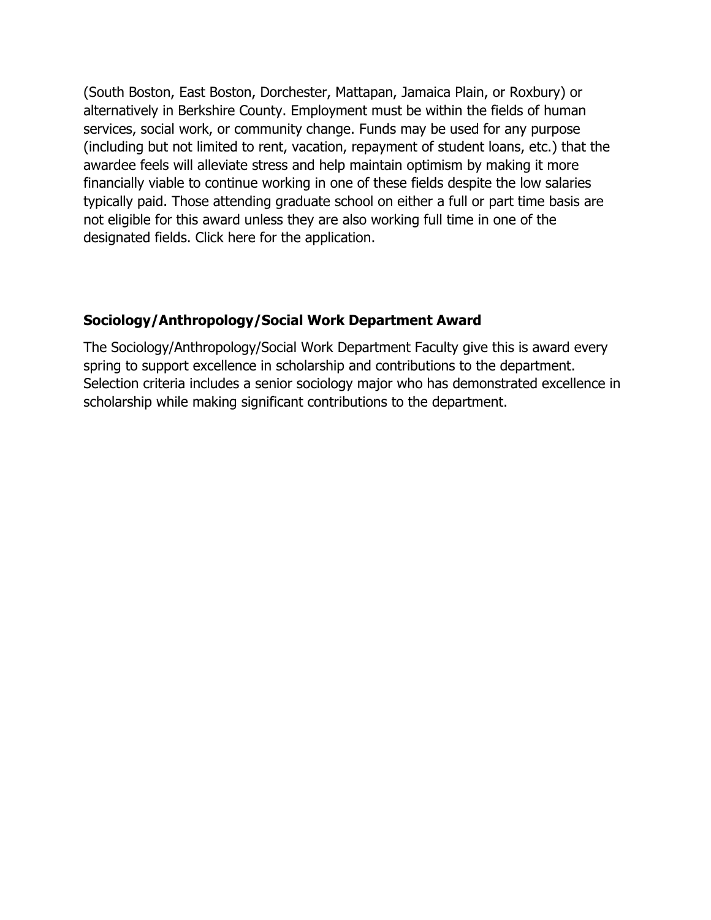(South Boston, East Boston, Dorchester, Mattapan, Jamaica Plain, or Roxbury) or alternatively in Berkshire County. Employment must be within the fields of human services, social work, or community change. Funds may be used for any purpose (including but not limited to rent, vacation, repayment of student loans, etc.) that the awardee feels will alleviate stress and help maintain optimism by making it more financially viable to continue working in one of these fields despite the low salaries typically paid. Those attending graduate school on either a full or part time basis are not eligible for this award unless they are also working full time in one of the designated fields. Click here for the application.

### Sociology/Anthropology/Social Work Department Award

The Sociology/Anthropology/Social Work Department Faculty give this is award every spring to support excellence in scholarship and contributions to the department. Selection criteria includes a senior sociology major who has demonstrated excellence in scholarship while making significant contributions to the department.